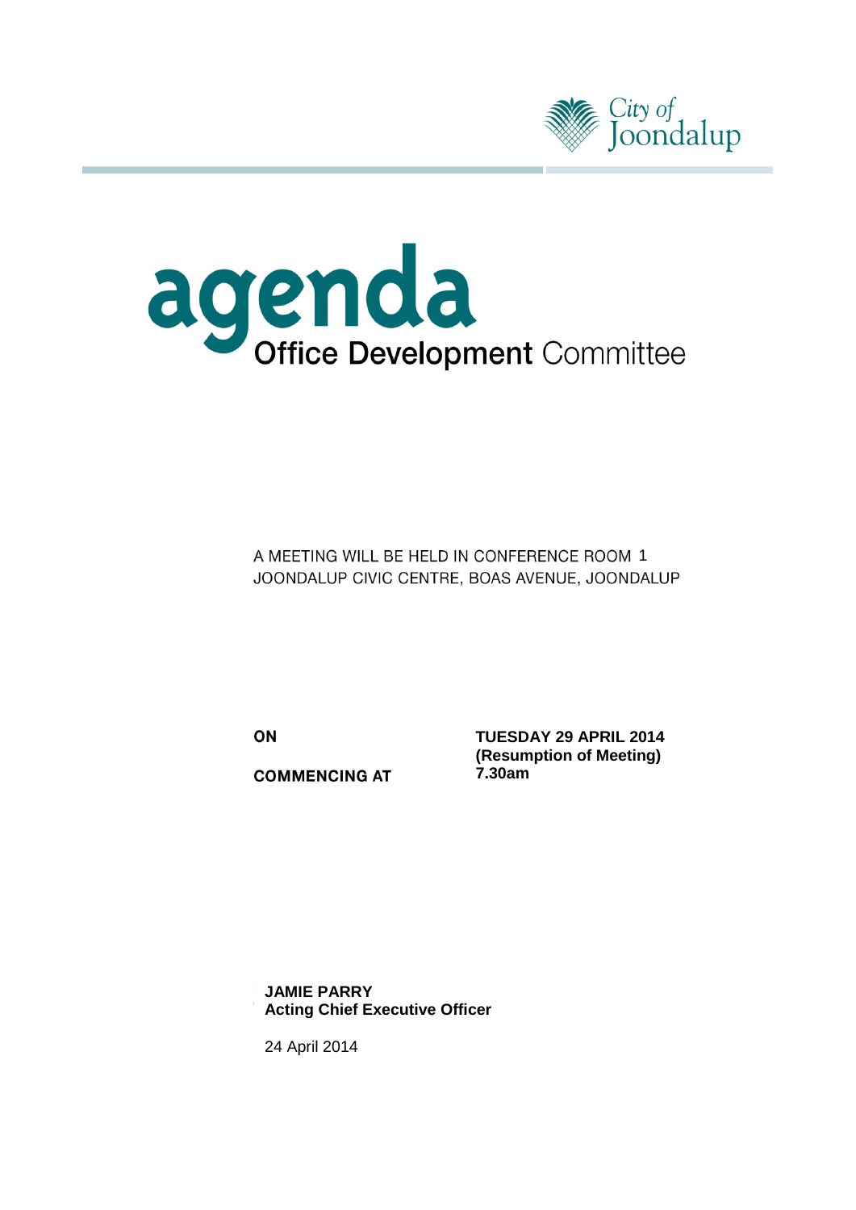City of Joondalup

# agenda

## Office Development Committee

A MEETING WILL BE HELD IN CONFERENCE ROOM 1
JOONDALUP CIVIC CENTRE, BOAS AVENUE, JOONDALUP

| | |
|---|---|
| **ON** | **TUESDAY 29 APRIL 2014 (Resumption of Meeting)** |
| **COMMENCING AT** | **7.30am** |

**JAMIE PARRY**
**Acting Chief Executive Officer**

24 April 2014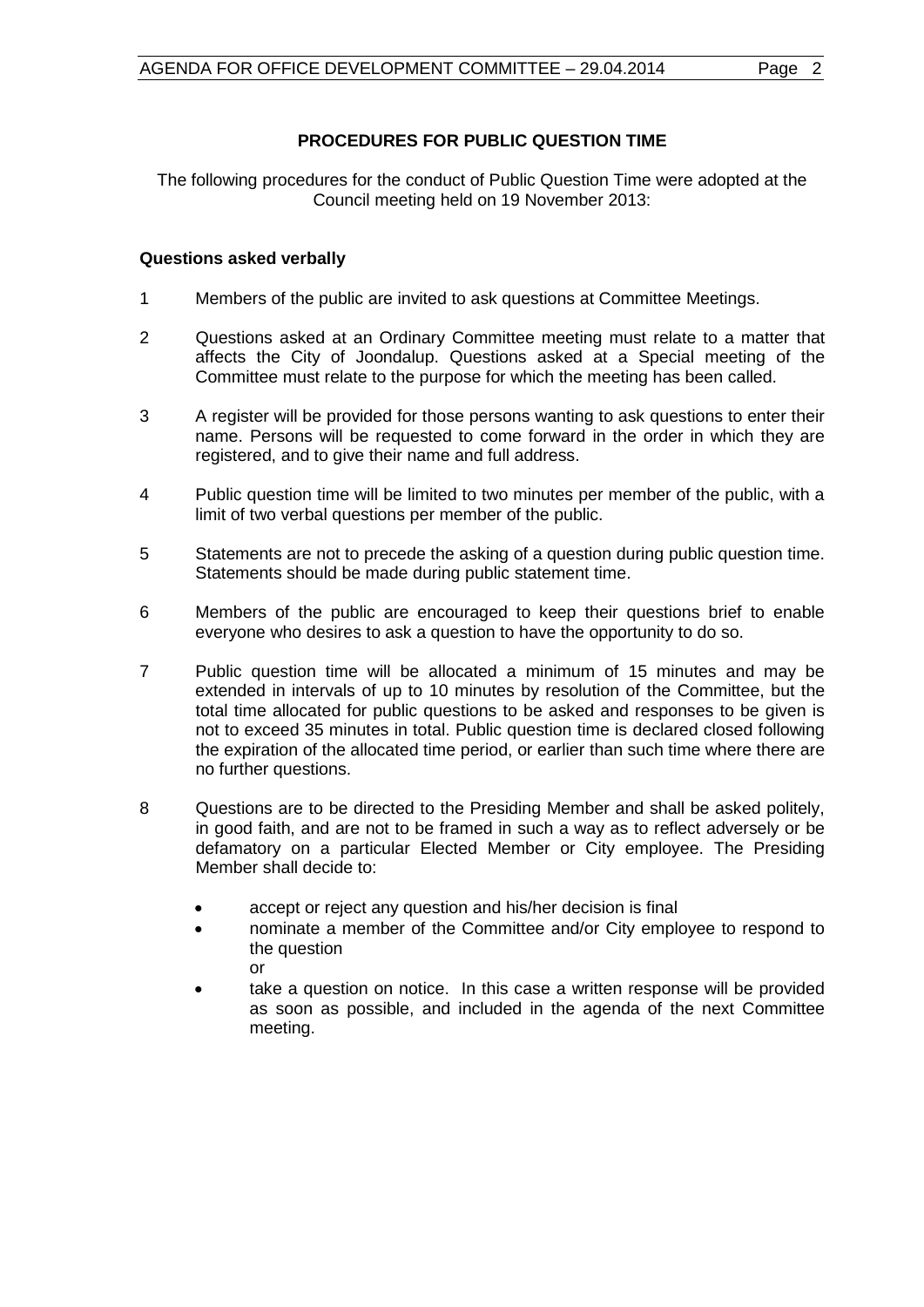## PROCEDURES FOR PUBLIC QUESTION TIME

The following procedures for the conduct of Public Question Time were adopted at the Council meeting held on 19 November 2013:

### Questions asked verbally

1. Members of the public are invited to ask questions at Committee Meetings.

2. Questions asked at an Ordinary Committee meeting must relate to a matter that affects the City of Joondalup. Questions asked at a Special meeting of the Committee must relate to the purpose for which the meeting has been called.

3. A register will be provided for those persons wanting to ask questions to enter their name. Persons will be requested to come forward in the order in which they are registered, and to give their name and full address.

4. Public question time will be limited to two minutes per member of the public, with a limit of two verbal questions per member of the public.

5. Statements are not to precede the asking of a question during public question time. Statements should be made during public statement time.

6. Members of the public are encouraged to keep their questions brief to enable everyone who desires to ask a question to have the opportunity to do so.

7. Public question time will be allocated a minimum of 15 minutes and may be extended in intervals of up to 10 minutes by resolution of the Committee, but the total time allocated for public questions to be asked and responses to be given is not to exceed 35 minutes in total. Public question time is declared closed following the expiration of the allocated time period, or earlier than such time where there are no further questions.

8. Questions are to be directed to the Presiding Member and shall be asked politely, in good faith, and are not to be framed in such a way as to reflect adversely or be defamatory on a particular Elected Member or City employee. The Presiding Member shall decide to:

   - accept or reject any question and his/her decision is final
   - nominate a member of the Committee and/or City employee to respond to the question
     or
   - take a question on notice. In this case a written response will be provided as soon as possible, and included in the agenda of the next Committee meeting.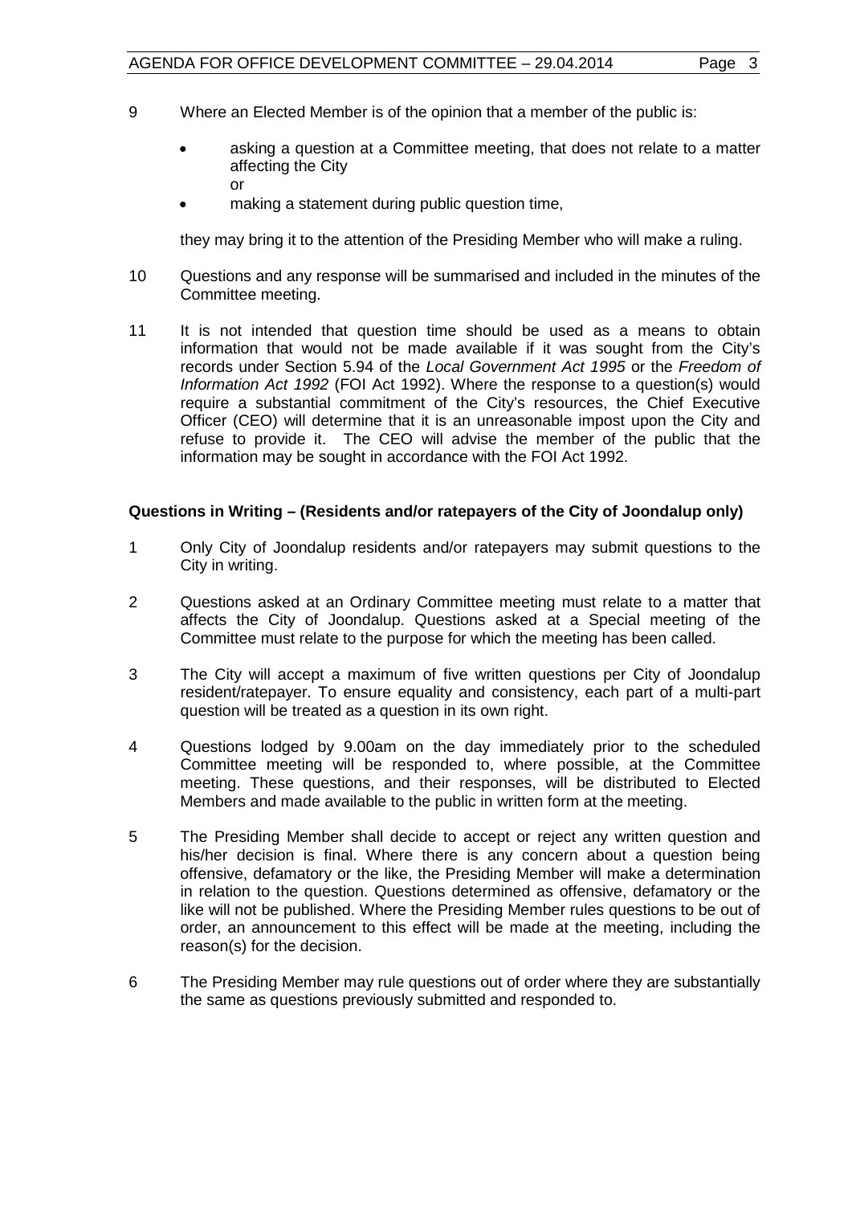9 Where an Elected Member is of the opinion that a member of the public is:

- asking a question at a Committee meeting, that does not relate to a matter affecting the City
  or
- making a statement during public question time,

they may bring it to the attention of the Presiding Member who will make a ruling.

10 Questions and any response will be summarised and included in the minutes of the Committee meeting.

11 It is not intended that question time should be used as a means to obtain information that would not be made available if it was sought from the City's records under Section 5.94 of the *Local Government Act 1995* or the *Freedom of Information Act 1992* (FOI Act 1992). Where the response to a question(s) would require a substantial commitment of the City's resources, the Chief Executive Officer (CEO) will determine that it is an unreasonable impost upon the City and refuse to provide it. The CEO will advise the member of the public that the information may be sought in accordance with the FOI Act 1992.

**Questions in Writing – (Residents and/or ratepayers of the City of Joondalup only)**

1 Only City of Joondalup residents and/or ratepayers may submit questions to the City in writing.

2 Questions asked at an Ordinary Committee meeting must relate to a matter that affects the City of Joondalup. Questions asked at a Special meeting of the Committee must relate to the purpose for which the meeting has been called.

3 The City will accept a maximum of five written questions per City of Joondalup resident/ratepayer. To ensure equality and consistency, each part of a multi-part question will be treated as a question in its own right.

4 Questions lodged by 9.00am on the day immediately prior to the scheduled Committee meeting will be responded to, where possible, at the Committee meeting. These questions, and their responses, will be distributed to Elected Members and made available to the public in written form at the meeting.

5 The Presiding Member shall decide to accept or reject any written question and his/her decision is final. Where there is any concern about a question being offensive, defamatory or the like, the Presiding Member will make a determination in relation to the question. Questions determined as offensive, defamatory or the like will not be published. Where the Presiding Member rules questions to be out of order, an announcement to this effect will be made at the meeting, including the reason(s) for the decision.

6 The Presiding Member may rule questions out of order where they are substantially the same as questions previously submitted and responded to.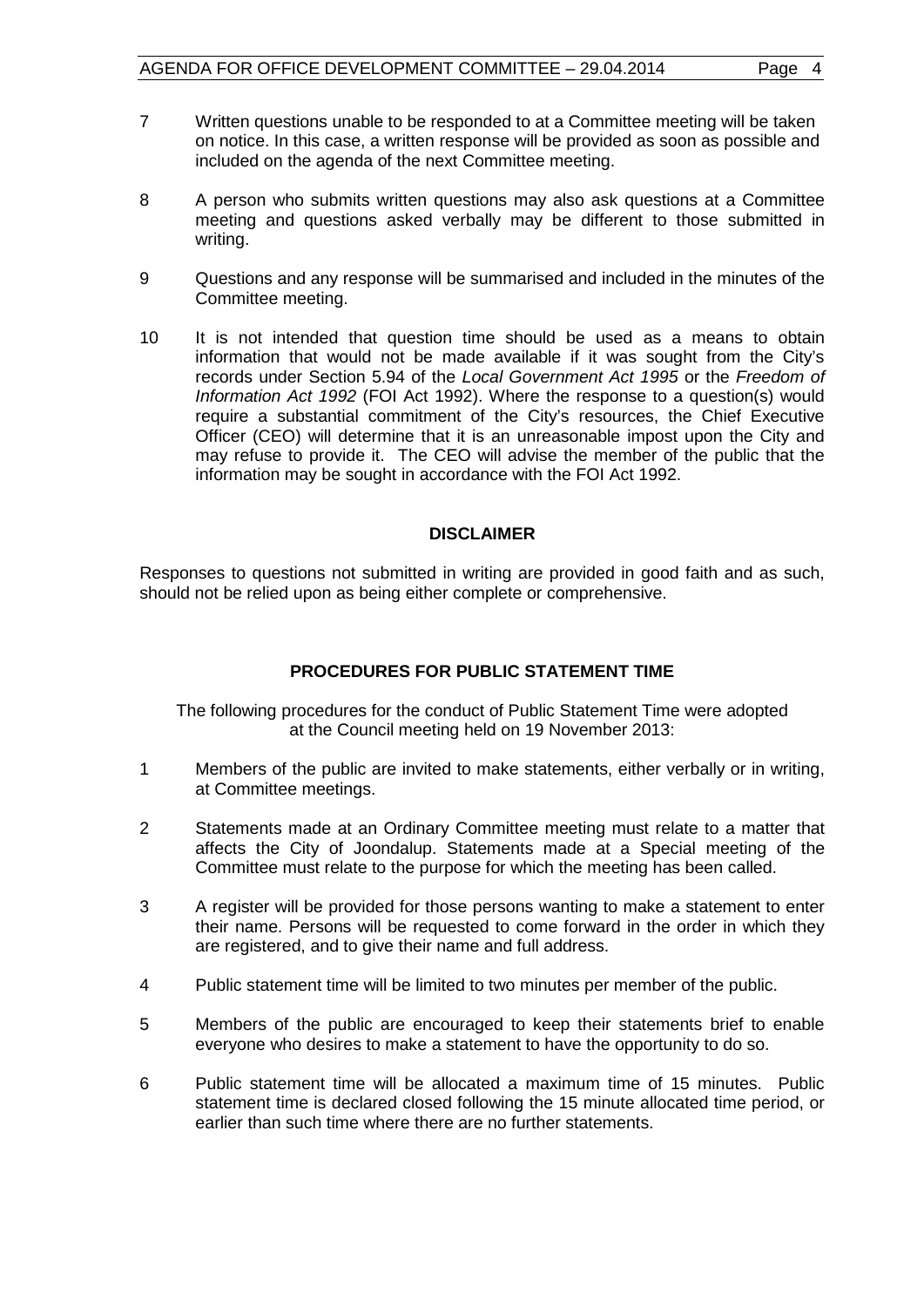7 Written questions unable to be responded to at a Committee meeting will be taken on notice. In this case, a written response will be provided as soon as possible and included on the agenda of the next Committee meeting.

8 A person who submits written questions may also ask questions at a Committee meeting and questions asked verbally may be different to those submitted in writing.

9 Questions and any response will be summarised and included in the minutes of the Committee meeting.

10 It is not intended that question time should be used as a means to obtain information that would not be made available if it was sought from the City's records under Section 5.94 of the *Local Government Act 1995* or the *Freedom of Information Act 1992* (FOI Act 1992). Where the response to a question(s) would require a substantial commitment of the City's resources, the Chief Executive Officer (CEO) will determine that it is an unreasonable impost upon the City and may refuse to provide it. The CEO will advise the member of the public that the information may be sought in accordance with the FOI Act 1992.

**DISCLAIMER**

Responses to questions not submitted in writing are provided in good faith and as such, should not be relied upon as being either complete or comprehensive.

**PROCEDURES FOR PUBLIC STATEMENT TIME**

The following procedures for the conduct of Public Statement Time were adopted at the Council meeting held on 19 November 2013:

1 Members of the public are invited to make statements, either verbally or in writing, at Committee meetings.

2 Statements made at an Ordinary Committee meeting must relate to a matter that affects the City of Joondalup. Statements made at a Special meeting of the Committee must relate to the purpose for which the meeting has been called.

3 A register will be provided for those persons wanting to make a statement to enter their name. Persons will be requested to come forward in the order in which they are registered, and to give their name and full address.

4 Public statement time will be limited to two minutes per member of the public.

5 Members of the public are encouraged to keep their statements brief to enable everyone who desires to make a statement to have the opportunity to do so.

6 Public statement time will be allocated a maximum time of 15 minutes. Public statement time is declared closed following the 15 minute allocated time period, or earlier than such time where there are no further statements.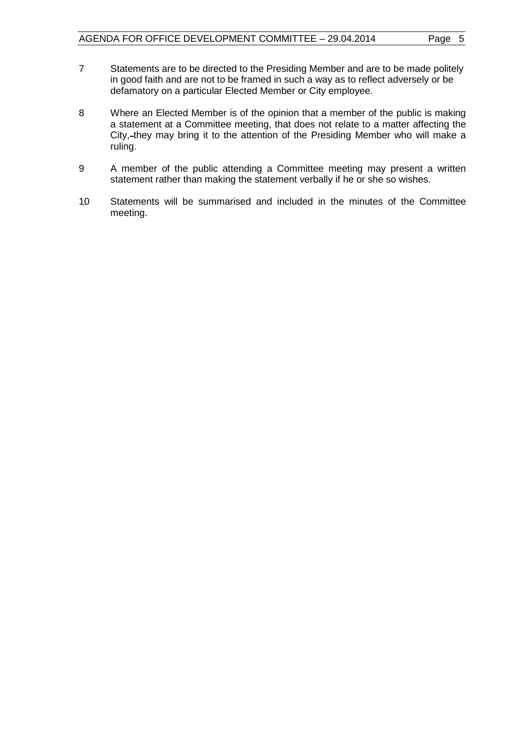7 Statements are to be directed to the Presiding Member and are to be made politely in good faith and are not to be framed in such a way as to reflect adversely or be defamatory on a particular Elected Member or City employee.

8 Where an Elected Member is of the opinion that a member of the public is making a statement at a Committee meeting, that does not relate to a matter affecting the City, they may bring it to the attention of the Presiding Member who will make a ruling.

9 A member of the public attending a Committee meeting may present a written statement rather than making the statement verbally if he or she so wishes.

10 Statements will be summarised and included in the minutes of the Committee meeting.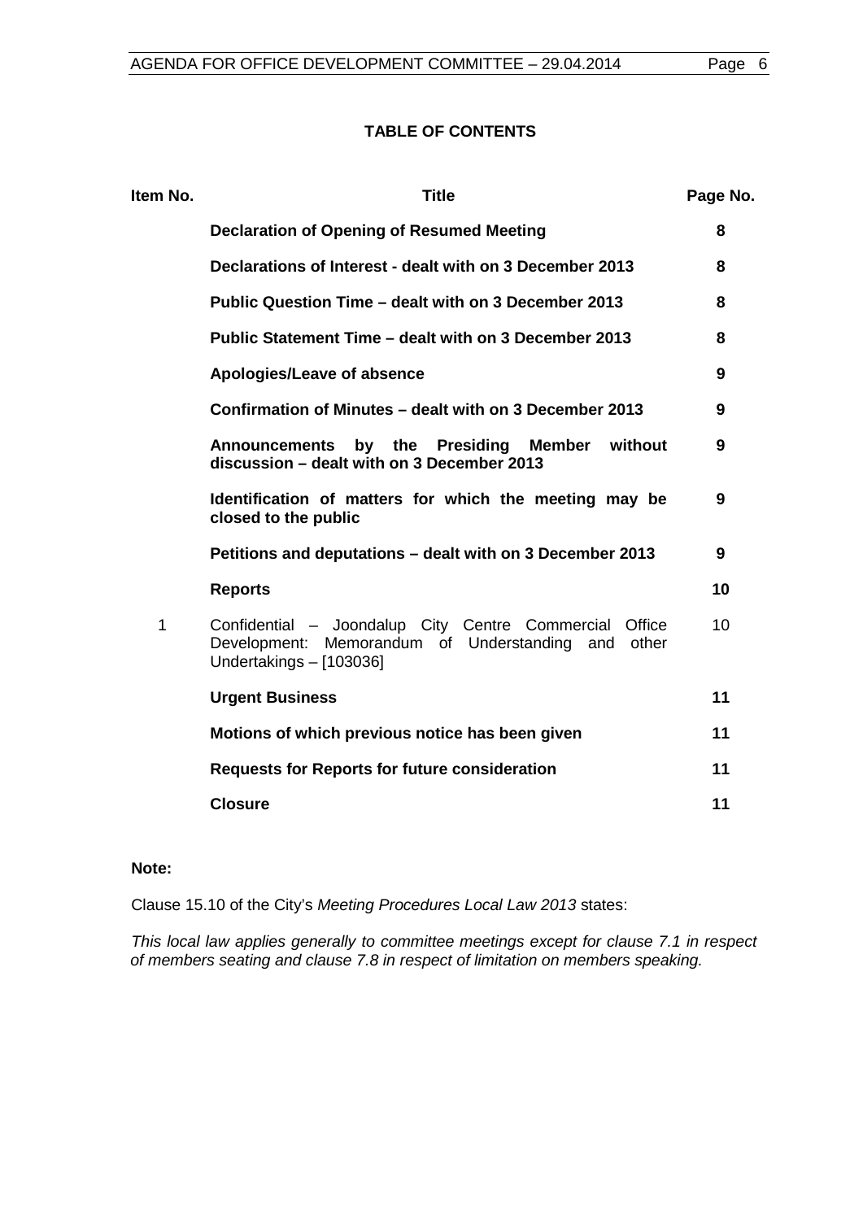## TABLE OF CONTENTS

| Item No. | Title | Page No. |
|---|---|---|
| | **Declaration of Opening of Resumed Meeting** | **8** |
| | **Declarations of Interest - dealt with on 3 December 2013** | **8** |
| | **Public Question Time – dealt with on 3 December 2013** | **8** |
| | **Public Statement Time – dealt with on 3 December 2013** | **8** |
| | **Apologies/Leave of absence** | **9** |
| | **Confirmation of Minutes – dealt with on 3 December 2013** | **9** |
| | **Announcements by the Presiding Member without discussion – dealt with on 3 December 2013** | **9** |
| | **Identification of matters for which the meeting may be closed to the public** | **9** |
| | **Petitions and deputations – dealt with on 3 December 2013** | **9** |
| | **Reports** | **10** |
| 1 | Confidential – Joondalup City Centre Commercial Office Development: Memorandum of Understanding and other Undertakings – [103036] | 10 |
| | **Urgent Business** | **11** |
| | **Motions of which previous notice has been given** | **11** |
| | **Requests for Reports for future consideration** | **11** |
| | **Closure** | **11** |

**Note:**

Clause 15.10 of the City's *Meeting Procedures Local Law 2013* states:

*This local law applies generally to committee meetings except for clause 7.1 in respect of members seating and clause 7.8 in respect of limitation on members speaking.*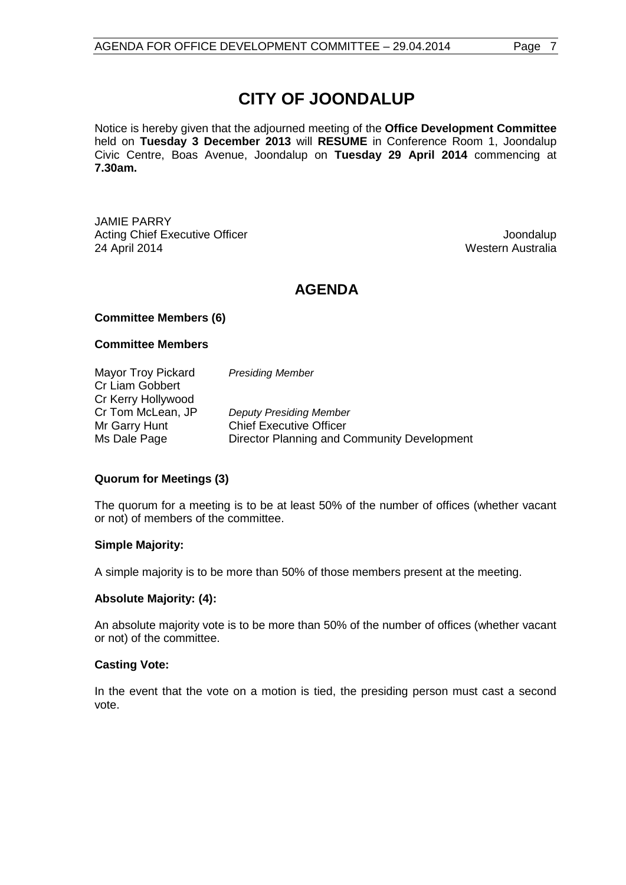# CITY OF JOONDALUP

Notice is hereby given that the adjourned meeting of the **Office Development Committee** held on **Tuesday 3 December 2013** will **RESUME** in Conference Room 1, Joondalup Civic Centre, Boas Avenue, Joondalup on **Tuesday 29 April 2014** commencing at **7.30am.**

JAMIE PARRY
Acting Chief Executive Officer
24 April 2014

Joondalup
Western Australia

## AGENDA

**Committee Members (6)**

**Committee Members**

| | |
|---|---|
| Mayor Troy Pickard | *Presiding Member* |
| Cr Liam Gobbert | |
| Cr Kerry Hollywood | |
| Cr Tom McLean, JP | *Deputy Presiding Member* |
| Mr Garry Hunt | Chief Executive Officer |
| Ms Dale Page | Director Planning and Community Development |

**Quorum for Meetings (3)**

The quorum for a meeting is to be at least 50% of the number of offices (whether vacant or not) of members of the committee.

**Simple Majority:**

A simple majority is to be more than 50% of those members present at the meeting.

**Absolute Majority: (4):**

An absolute majority vote is to be more than 50% of the number of offices (whether vacant or not) of the committee.

**Casting Vote:**

In the event that the vote on a motion is tied, the presiding person must cast a second vote.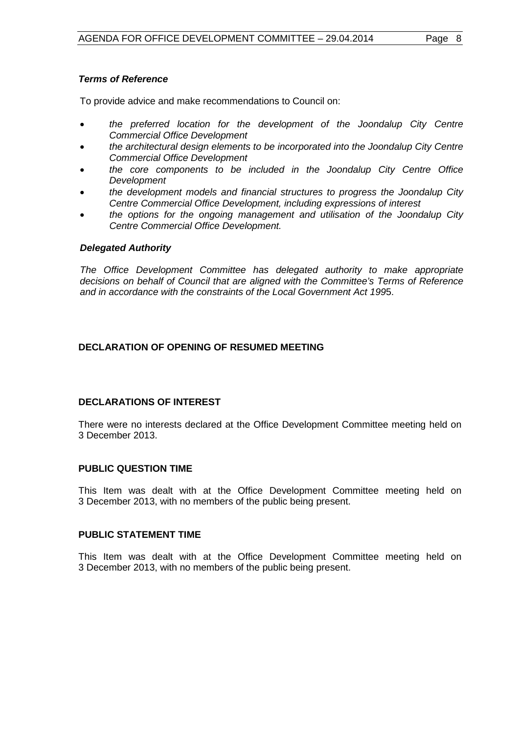***Terms of Reference***

To provide advice and make recommendations to Council on:

- *the preferred location for the development of the Joondalup City Centre Commercial Office Development*
- *the architectural design elements to be incorporated into the Joondalup City Centre Commercial Office Development*
- *the core components to be included in the Joondalup City Centre Office Development*
- *the development models and financial structures to progress the Joondalup City Centre Commercial Office Development, including expressions of interest*
- *the options for the ongoing management and utilisation of the Joondalup City Centre Commercial Office Development.*

***Delegated Authority***

*The Office Development Committee has delegated authority to make appropriate decisions on behalf of Council that are aligned with the Committee's Terms of Reference and in accordance with the constraints of the Local Government Act 199*5.

**DECLARATION OF OPENING OF RESUMED MEETING**

**DECLARATIONS OF INTEREST**

There were no interests declared at the Office Development Committee meeting held on 3 December 2013.

**PUBLIC QUESTION TIME**

This Item was dealt with at the Office Development Committee meeting held on 3 December 2013, with no members of the public being present.

**PUBLIC STATEMENT TIME**

This Item was dealt with at the Office Development Committee meeting held on 3 December 2013, with no members of the public being present.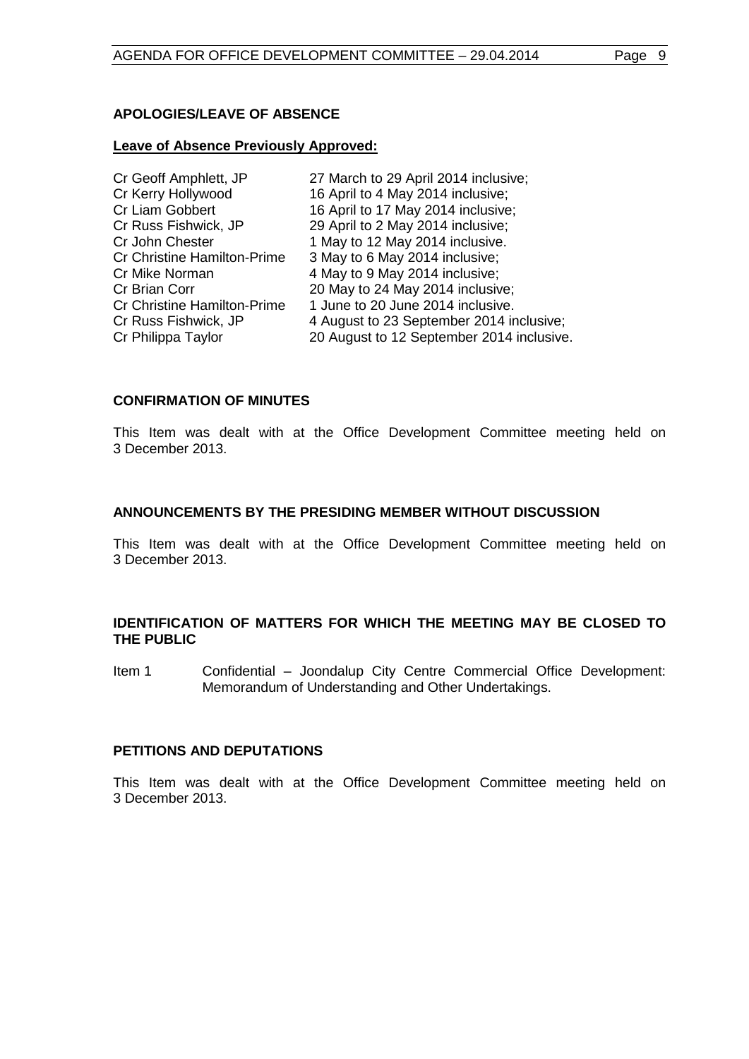## APOLOGIES/LEAVE OF ABSENCE

**Leave of Absence Previously Approved:**

| | |
|---|---|
| Cr Geoff Amphlett, JP | 27 March to 29 April 2014 inclusive; |
| Cr Kerry Hollywood | 16 April to 4 May 2014 inclusive; |
| Cr Liam Gobbert | 16 April to 17 May 2014 inclusive; |
| Cr Russ Fishwick, JP | 29 April to 2 May 2014 inclusive; |
| Cr John Chester | 1 May to 12 May 2014 inclusive. |
| Cr Christine Hamilton-Prime | 3 May to 6 May 2014 inclusive; |
| Cr Mike Norman | 4 May to 9 May 2014 inclusive; |
| Cr Brian Corr | 20 May to 24 May 2014 inclusive; |
| Cr Christine Hamilton-Prime | 1 June to 20 June 2014 inclusive. |
| Cr Russ Fishwick, JP | 4 August to 23 September 2014 inclusive; |
| Cr Philippa Taylor | 20 August to 12 September 2014 inclusive. |

## CONFIRMATION OF MINUTES

This Item was dealt with at the Office Development Committee meeting held on 3 December 2013.

## ANNOUNCEMENTS BY THE PRESIDING MEMBER WITHOUT DISCUSSION

This Item was dealt with at the Office Development Committee meeting held on 3 December 2013.

## IDENTIFICATION OF MATTERS FOR WHICH THE MEETING MAY BE CLOSED TO THE PUBLIC

Item 1 Confidential – Joondalup City Centre Commercial Office Development: Memorandum of Understanding and Other Undertakings.

## PETITIONS AND DEPUTATIONS

This Item was dealt with at the Office Development Committee meeting held on 3 December 2013.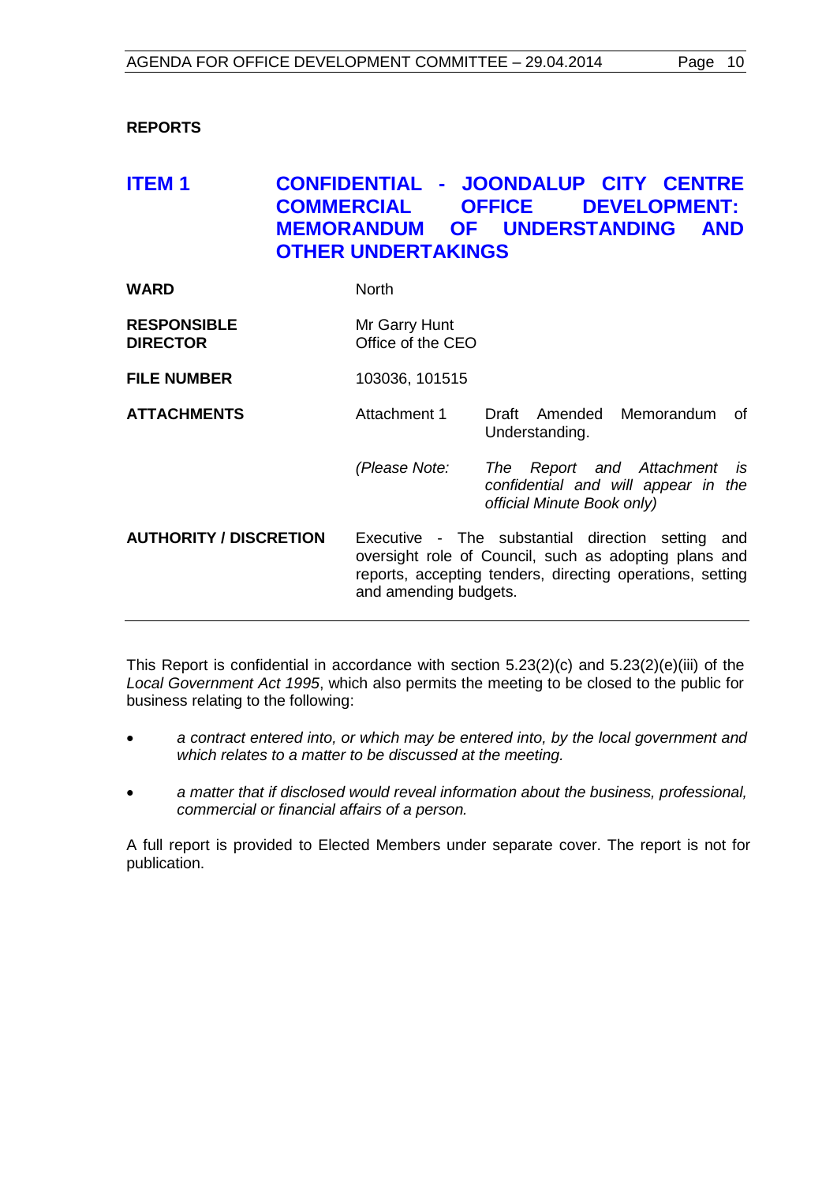**REPORTS**

## ITEM 1 CONFIDENTIAL - JOONDALUP CITY CENTRE COMMERCIAL OFFICE DEVELOPMENT: MEMORANDUM OF UNDERSTANDING AND OTHER UNDERTAKINGS

| | | |
|---|---|---|
| **WARD** | North | |
| **RESPONSIBLE DIRECTOR** | Mr Garry Hunt<br>Office of the CEO | |
| **FILE NUMBER** | 103036, 101515 | |
| **ATTACHMENTS** | Attachment 1 | Draft Amended Memorandum of Understanding. |
| | *(Please Note:* | *The Report and Attachment is confidential and will appear in the official Minute Book only)* |
| **AUTHORITY / DISCRETION** | Executive - The substantial direction setting and oversight role of Council, such as adopting plans and reports, accepting tenders, directing operations, setting and amending budgets. | |

This Report is confidential in accordance with section 5.23(2)(c) and 5.23(2)(e)(iii) of the *Local Government Act 1995*, which also permits the meeting to be closed to the public for business relating to the following:

- *a contract entered into, or which may be entered into, by the local government and which relates to a matter to be discussed at the meeting.*
- *a matter that if disclosed would reveal information about the business, professional, commercial or financial affairs of a person.*

A full report is provided to Elected Members under separate cover. The report is not for publication.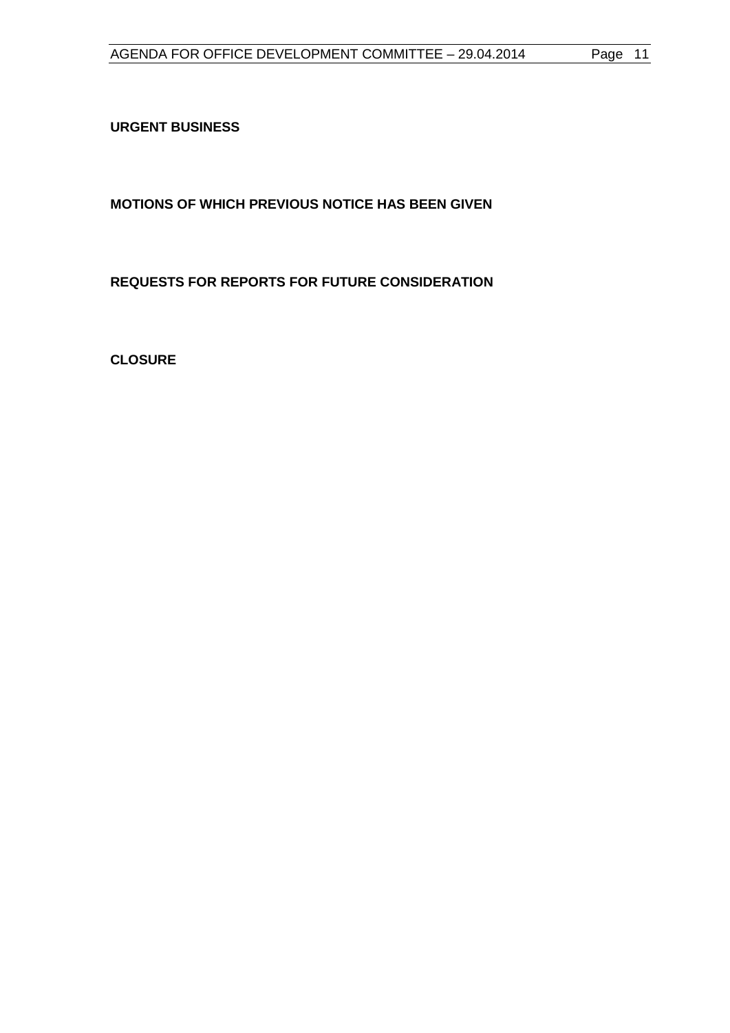**URGENT BUSINESS**

**MOTIONS OF WHICH PREVIOUS NOTICE HAS BEEN GIVEN**

**REQUESTS FOR REPORTS FOR FUTURE CONSIDERATION**

**CLOSURE**